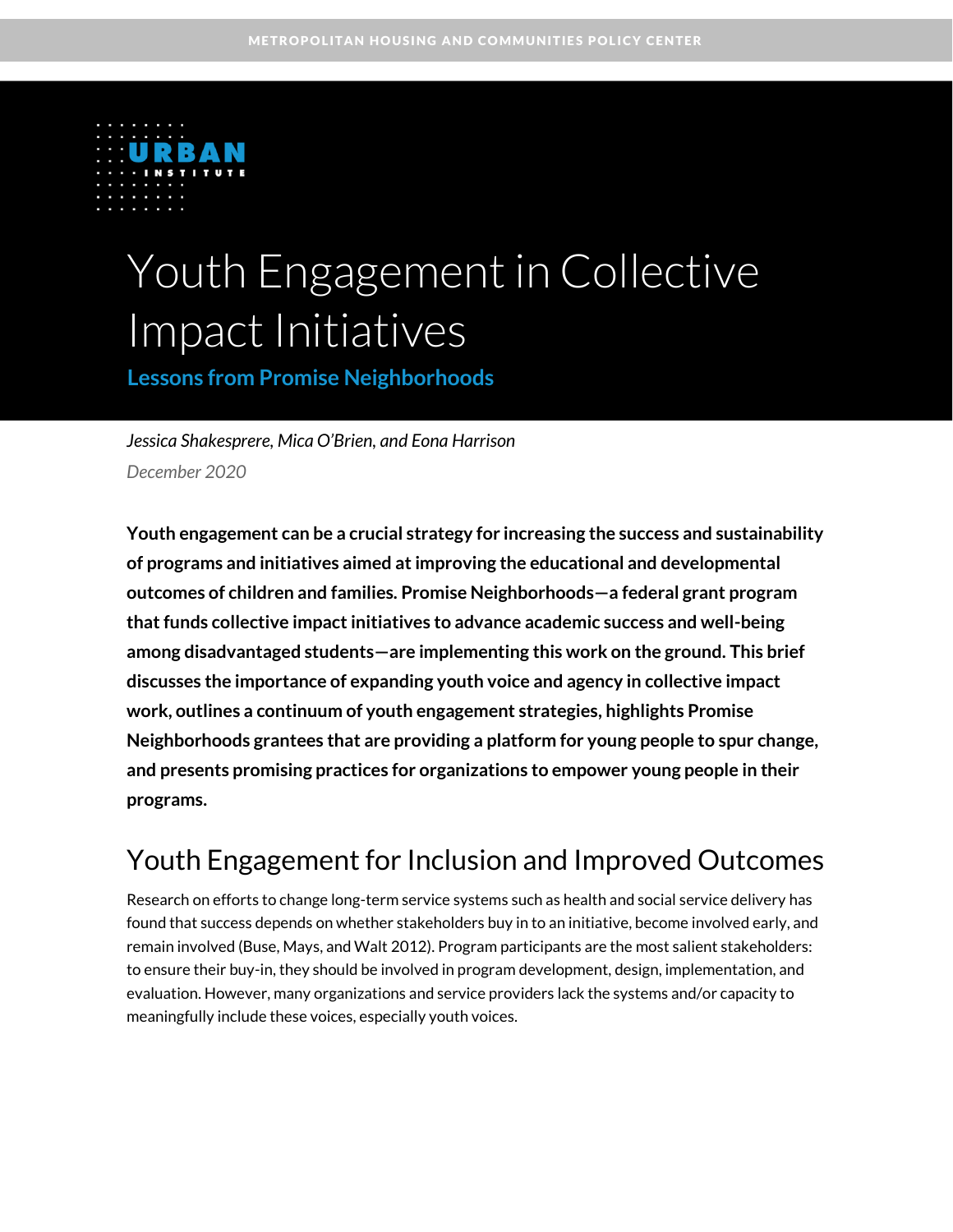METROPOLITAN HOUSING AND COMMUNITIES POLICY CENTER

# Youth Engagement in Collective Impact Initiatives

## Lessons from Promise Neighborhoods

*Jessica Shakesprere, Mica O'Brien, and Eona Harrison*

*December 2020*

**Youth engagement can be a crucial strategy for increasing the success and sustainability of programs and initiatives aimed at improving the educational and developmental outcomes of children and families. Promise Neighborhoods—a federal grant program that funds collective impact initiatives to advance academic success and well-being among disadvantaged students—are implementing this work on the ground. This brief discusses the importance of expanding youth voice and agency in collective impact work, outlines a continuum of youth engagement strategies, highlights Promise Neighborhoods grantees that are providing a platform for young people to spur change, and presents promising practices for organizations to empower young people in their programs.**

## Youth Engagement for Inclusion and Improved Outcomes

Research on efforts to change long-term service systems such as health and social service delivery has found that success depends on whether stakeholders buy in to an initiative, become involved early, and remain involved (Buse, Mays, and Walt 2012). Program participants are the most salient stakeholders: to ensure their buy-in, they should be involved in program development, design, implementation, and evaluation. However, many organizations and service providers lack the systems and/or capacity to meaningfully include these voices, especially youth voices.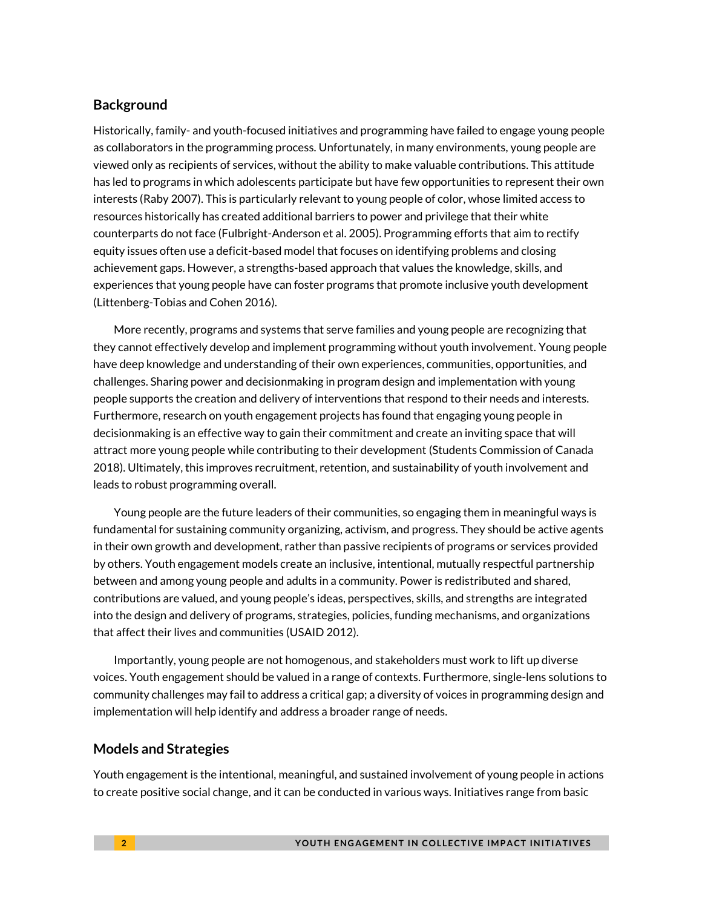## Background

Historically, family- and youth-focused initiatives and programming have failed to engage young people as collaborators in the programming process. Unfortunately, in many environments, young people are viewed only as recipients of services, without the ability to make valuable contributions. This attitude has led to programs in which adolescents participate but have few opportunities to represent their own interests (Raby 2007). This is particularly relevant to young people of color, whose limited access to resources historically has created additional barriers to power and privilege that their white counterparts do not face (Fulbright-Anderson et al. 2005). Programming efforts that aim to rectify equity issues often use a deficit-based model that focuses on identifying problems and closing achievement gaps. However, a strengths-based approach that values the knowledge, skills, and experiences that young people have can foster programs that promote inclusive youth development (Littenberg-Tobias and Cohen 2016).

More recently, programs and systems that serve families and young people are recognizing that they cannot effectively develop and implement programming without youth involvement. Young people have deep knowledge and understanding of their own experiences, communities, opportunities, and challenges. Sharing power and decisionmaking in program design and implementation with young people supports the creation and delivery of interventions that respond to their needs and interests. Furthermore, research on youth engagement projects has found that engaging young people in decisionmaking is an effective way to gain their commitment and create an inviting space that will attract more young people while contributing to their development (Students Commission of Canada 2018). Ultimately, this improves recruitment, retention, and sustainability of youth involvement and leads to robust programming overall.

Young people are the future leaders of their communities, so engaging them in meaningful ways is fundamental for sustaining community organizing, activism, and progress. They should be active agents in their own growth and development, rather than passive recipients of programs or services provided by others. Youth engagement models create an inclusive, intentional, mutually respectful partnership between and among young people and adults in a community. Power is redistributed and shared, contributions are valued, and young people's ideas, perspectives, skills, and strengths are integrated into the design and delivery of programs, strategies, policies, funding mechanisms, and organizations that affect their lives and communities (USAID 2012).

Importantly, young people are not homogenous, and stakeholders must work to lift up diverse voices. Youth engagement should be valued in a range of contexts. Furthermore, single-lens solutions to community challenges may fail to address a critical gap; a diversity of voices in programming design and implementation will help identify and address a broader range of needs.

## Models and Strategies

Youth engagement is the intentional, meaningful, and sustained involvement of young people in actions to create positive social change, and it can be conducted in various ways. Initiatives range from basic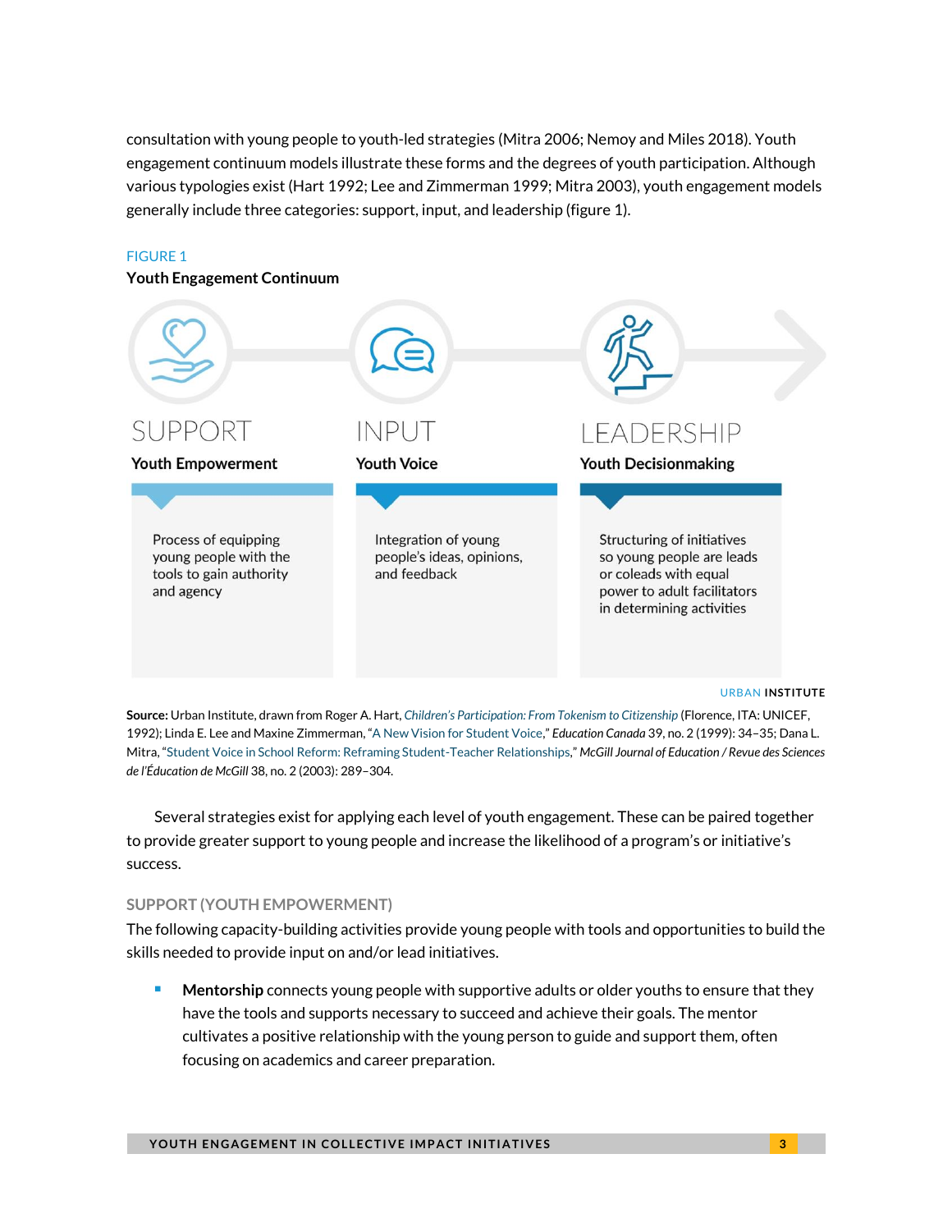consultation with young people to youth-led strategies (Mitra 2006; Nemoy and Miles 2018). Youth engagement continuum models illustrate these forms and the degrees of youth participation. Although various typologies exist (Hart 1992; Lee and Zimmerman 1999; Mitra 2003), youth engagement models generally include three categories: support, input, and leadership (figure 1).

FIGURE 1

**Youth Engagement Continuum**

| SUPPORT | INPUT | LEADERSHIP |
|---|---|---|
| **Youth Empowerment** | **Youth Voice** | **Youth Decisionmaking** |
| Process of equipping young people with the tools to gain authority and agency | Integration of young people's ideas, opinions, and feedback | Structuring of initiatives so young people are leads or coleads with equal power to adult facilitators in determining activities |

URBAN INSTITUTE

**Source:** Urban Institute, drawn from Roger A. Hart, *Children's Participation: From Tokenism to Citizenship* (Florence, ITA: UNICEF, 1992); Linda E. Lee and Maxine Zimmerman, "A New Vision for Student Voice," *Education Canada* 39, no. 2 (1999): 34–35; Dana L. Mitra, "Student Voice in School Reform: Reframing Student-Teacher Relationships," *McGill Journal of Education / Revue des Sciences de l'Éducation de McGill* 38, no. 2 (2003): 289–304.

Several strategies exist for applying each level of youth engagement. These can be paired together to provide greater support to young people and increase the likelihood of a program's or initiative's success.

### SUPPORT (YOUTH EMPOWERMENT)

The following capacity-building activities provide young people with tools and opportunities to build the skills needed to provide input on and/or lead initiatives.

- **Mentorship** connects young people with supportive adults or older youths to ensure that they have the tools and supports necessary to succeed and achieve their goals. The mentor cultivates a positive relationship with the young person to guide and support them, often focusing on academics and career preparation.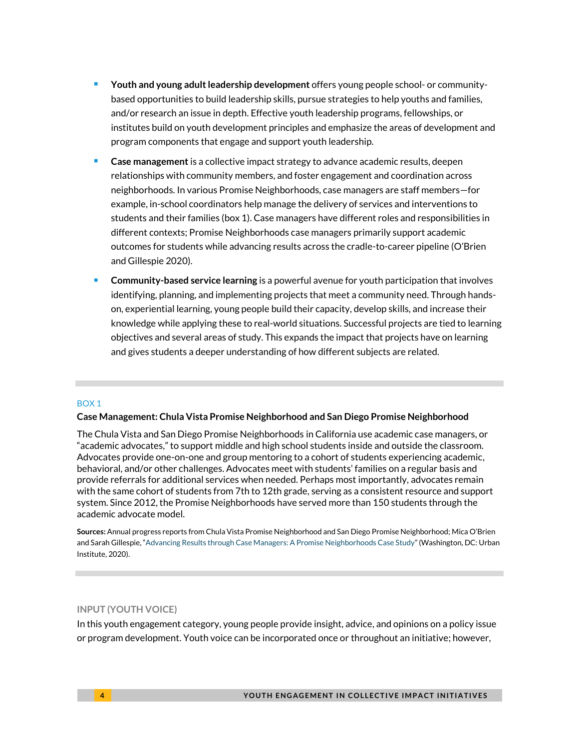- **Youth and young adult leadership development** offers young people school- or community-based opportunities to build leadership skills, pursue strategies to help youths and families, and/or research an issue in depth. Effective youth leadership programs, fellowships, or institutes build on youth development principles and emphasize the areas of development and program components that engage and support youth leadership.
- **Case management** is a collective impact strategy to advance academic results, deepen relationships with community members, and foster engagement and coordination across neighborhoods. In various Promise Neighborhoods, case managers are staff members—for example, in-school coordinators help manage the delivery of services and interventions to students and their families (box 1). Case managers have different roles and responsibilities in different contexts; Promise Neighborhoods case managers primarily support academic outcomes for students while advancing results across the cradle-to-career pipeline (O'Brien and Gillespie 2020).
- **Community-based service learning** is a powerful avenue for youth participation that involves identifying, planning, and implementing projects that meet a community need. Through hands-on, experiential learning, young people build their capacity, develop skills, and increase their knowledge while applying these to real-world situations. Successful projects are tied to learning objectives and several areas of study. This expands the impact that projects have on learning and gives students a deeper understanding of how different subjects are related.

---

BOX 1

**Case Management: Chula Vista Promise Neighborhood and San Diego Promise Neighborhood**

The Chula Vista and San Diego Promise Neighborhoods in California use academic case managers, or "academic advocates," to support middle and high school students inside and outside the classroom. Advocates provide one-on-one and group mentoring to a cohort of students experiencing academic, behavioral, and/or other challenges. Advocates meet with students' families on a regular basis and provide referrals for additional services when needed. Perhaps most importantly, advocates remain with the same cohort of students from 7th to 12th grade, serving as a consistent resource and support system. Since 2012, the Promise Neighborhoods have served more than 150 students through the academic advocate model.

**Sources:** Annual progress reports from Chula Vista Promise Neighborhood and San Diego Promise Neighborhood; Mica O'Brien and Sarah Gillespie, "Advancing Results through Case Managers: A Promise Neighborhoods Case Study" (Washington, DC: Urban Institute, 2020).

---

### INPUT (YOUTH VOICE)

In this youth engagement category, young people provide insight, advice, and opinions on a policy issue or program development. Youth voice can be incorporated once or throughout an initiative; however,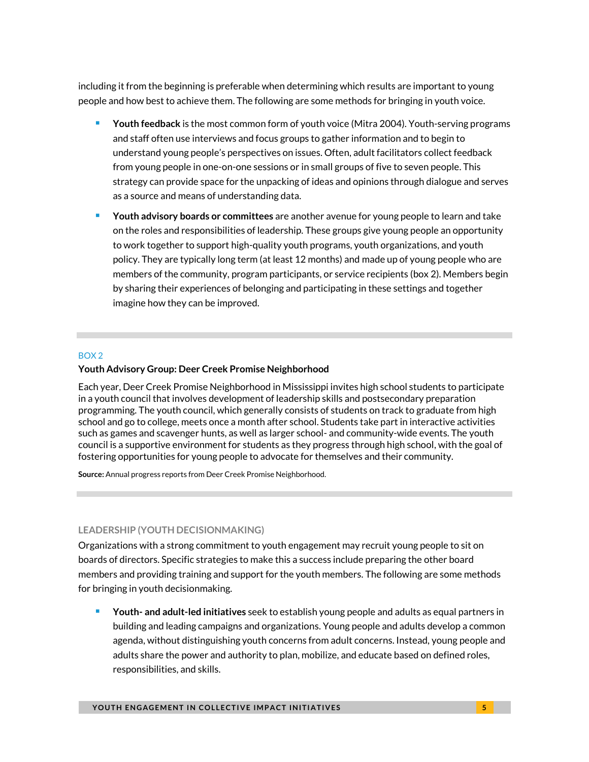including it from the beginning is preferable when determining which results are important to young people and how best to achieve them. The following are some methods for bringing in youth voice.

- **Youth feedback** is the most common form of youth voice (Mitra 2004). Youth-serving programs and staff often use interviews and focus groups to gather information and to begin to understand young people's perspectives on issues. Often, adult facilitators collect feedback from young people in one-on-one sessions or in small groups of five to seven people. This strategy can provide space for the unpacking of ideas and opinions through dialogue and serves as a source and means of understanding data.
- **Youth advisory boards or committees** are another avenue for young people to learn and take on the roles and responsibilities of leadership. These groups give young people an opportunity to work together to support high-quality youth programs, youth organizations, and youth policy. They are typically long term (at least 12 months) and made up of young people who are members of the community, program participants, or service recipients (box 2). Members begin by sharing their experiences of belonging and participating in these settings and together imagine how they can be improved.

---

BOX 2

**Youth Advisory Group: Deer Creek Promise Neighborhood**

Each year, Deer Creek Promise Neighborhood in Mississippi invites high school students to participate in a youth council that involves development of leadership skills and postsecondary preparation programming. The youth council, which generally consists of students on track to graduate from high school and go to college, meets once a month after school. Students take part in interactive activities such as games and scavenger hunts, as well as larger school- and community-wide events. The youth council is a supportive environment for students as they progress through high school, with the goal of fostering opportunities for young people to advocate for themselves and their community.

**Source:** Annual progress reports from Deer Creek Promise Neighborhood.

---

### LEADERSHIP (YOUTH DECISIONMAKING)

Organizations with a strong commitment to youth engagement may recruit young people to sit on boards of directors. Specific strategies to make this a success include preparing the other board members and providing training and support for the youth members. The following are some methods for bringing in youth decisionmaking.

- **Youth- and adult-led initiatives** seek to establish young people and adults as equal partners in building and leading campaigns and organizations. Young people and adults develop a common agenda, without distinguishing youth concerns from adult concerns. Instead, young people and adults share the power and authority to plan, mobilize, and educate based on defined roles, responsibilities, and skills.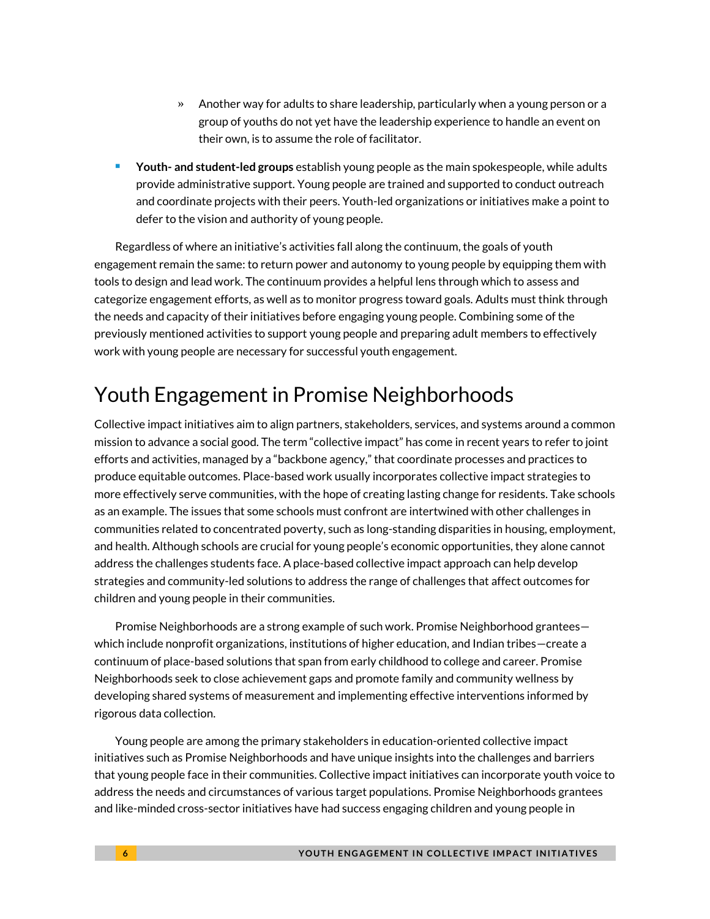- Another way for adults to share leadership, particularly when a young person or a group of youths do not yet have the leadership experience to handle an event on their own, is to assume the role of facilitator.

- **Youth- and student-led groups** establish young people as the main spokespeople, while adults provide administrative support. Young people are trained and supported to conduct outreach and coordinate projects with their peers. Youth-led organizations or initiatives make a point to defer to the vision and authority of young people.

Regardless of where an initiative's activities fall along the continuum, the goals of youth engagement remain the same: to return power and autonomy to young people by equipping them with tools to design and lead work. The continuum provides a helpful lens through which to assess and categorize engagement efforts, as well as to monitor progress toward goals. Adults must think through the needs and capacity of their initiatives before engaging young people. Combining some of the previously mentioned activities to support young people and preparing adult members to effectively work with young people are necessary for successful youth engagement.

## Youth Engagement in Promise Neighborhoods

Collective impact initiatives aim to align partners, stakeholders, services, and systems around a common mission to advance a social good. The term "collective impact" has come in recent years to refer to joint efforts and activities, managed by a "backbone agency," that coordinate processes and practices to produce equitable outcomes. Place-based work usually incorporates collective impact strategies to more effectively serve communities, with the hope of creating lasting change for residents. Take schools as an example. The issues that some schools must confront are intertwined with other challenges in communities related to concentrated poverty, such as long-standing disparities in housing, employment, and health. Although schools are crucial for young people's economic opportunities, they alone cannot address the challenges students face. A place-based collective impact approach can help develop strategies and community-led solutions to address the range of challenges that affect outcomes for children and young people in their communities.

Promise Neighborhoods are a strong example of such work. Promise Neighborhood grantees—which include nonprofit organizations, institutions of higher education, and Indian tribes—create a continuum of place-based solutions that span from early childhood to college and career. Promise Neighborhoods seek to close achievement gaps and promote family and community wellness by developing shared systems of measurement and implementing effective interventions informed by rigorous data collection.

Young people are among the primary stakeholders in education-oriented collective impact initiatives such as Promise Neighborhoods and have unique insights into the challenges and barriers that young people face in their communities. Collective impact initiatives can incorporate youth voice to address the needs and circumstances of various target populations. Promise Neighborhoods grantees and like-minded cross-sector initiatives have had success engaging children and young people in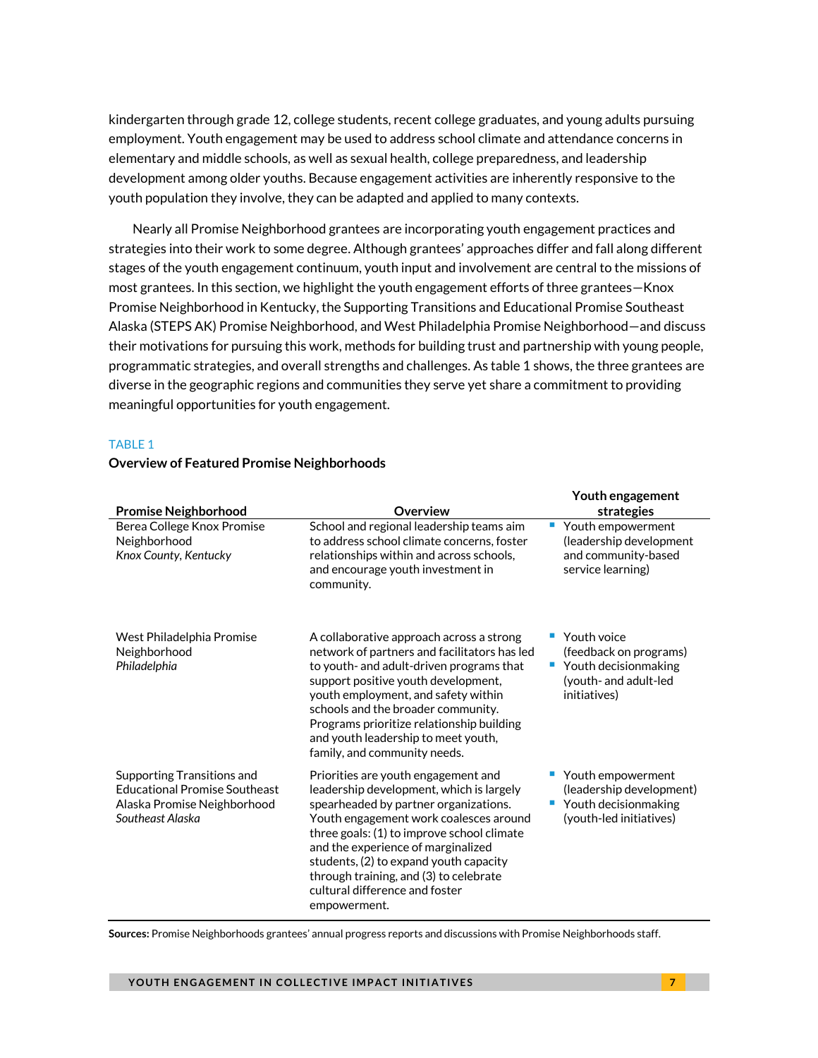kindergarten through grade 12, college students, recent college graduates, and young adults pursuing employment. Youth engagement may be used to address school climate and attendance concerns in elementary and middle schools, as well as sexual health, college preparedness, and leadership development among older youths. Because engagement activities are inherently responsive to the youth population they involve, they can be adapted and applied to many contexts.

Nearly all Promise Neighborhood grantees are incorporating youth engagement practices and strategies into their work to some degree. Although grantees' approaches differ and fall along different stages of the youth engagement continuum, youth input and involvement are central to the missions of most grantees. In this section, we highlight the youth engagement efforts of three grantees—Knox Promise Neighborhood in Kentucky, the Supporting Transitions and Educational Promise Southeast Alaska (STEPS AK) Promise Neighborhood, and West Philadelphia Promise Neighborhood—and discuss their motivations for pursuing this work, methods for building trust and partnership with young people, programmatic strategies, and overall strengths and challenges. As table 1 shows, the three grantees are diverse in the geographic regions and communities they serve yet share a commitment to providing meaningful opportunities for youth engagement.

TABLE 1

**Overview of Featured Promise Neighborhoods**

| Promise Neighborhood | Overview | Youth engagement strategies |
|---|---|---|
| Berea College Knox Promise Neighborhood<br>*Knox County, Kentucky* | School and regional leadership teams aim to address school climate concerns, foster relationships within and across schools, and encourage youth investment in community. | ▪ Youth empowerment (leadership development and community-based service learning) |
| West Philadelphia Promise Neighborhood<br>*Philadelphia* | A collaborative approach across a strong network of partners and facilitators has led to youth- and adult-driven programs that support positive youth development, youth employment, and safety within schools and the broader community. Programs prioritize relationship building and youth leadership to meet youth, family, and community needs. | ▪ Youth voice (feedback on programs)<br>▪ Youth decisionmaking (youth- and adult-led initiatives) |
| Supporting Transitions and Educational Promise Southeast Alaska Promise Neighborhood<br>*Southeast Alaska* | Priorities are youth engagement and leadership development, which is largely spearheaded by partner organizations. Youth engagement work coalesces around three goals: (1) to improve school climate and the experience of marginalized students, (2) to expand youth capacity through training, and (3) to celebrate cultural difference and foster empowerment. | ▪ Youth empowerment (leadership development)<br>▪ Youth decisionmaking (youth-led initiatives) |

**Sources:** Promise Neighborhoods grantees' annual progress reports and discussions with Promise Neighborhoods staff.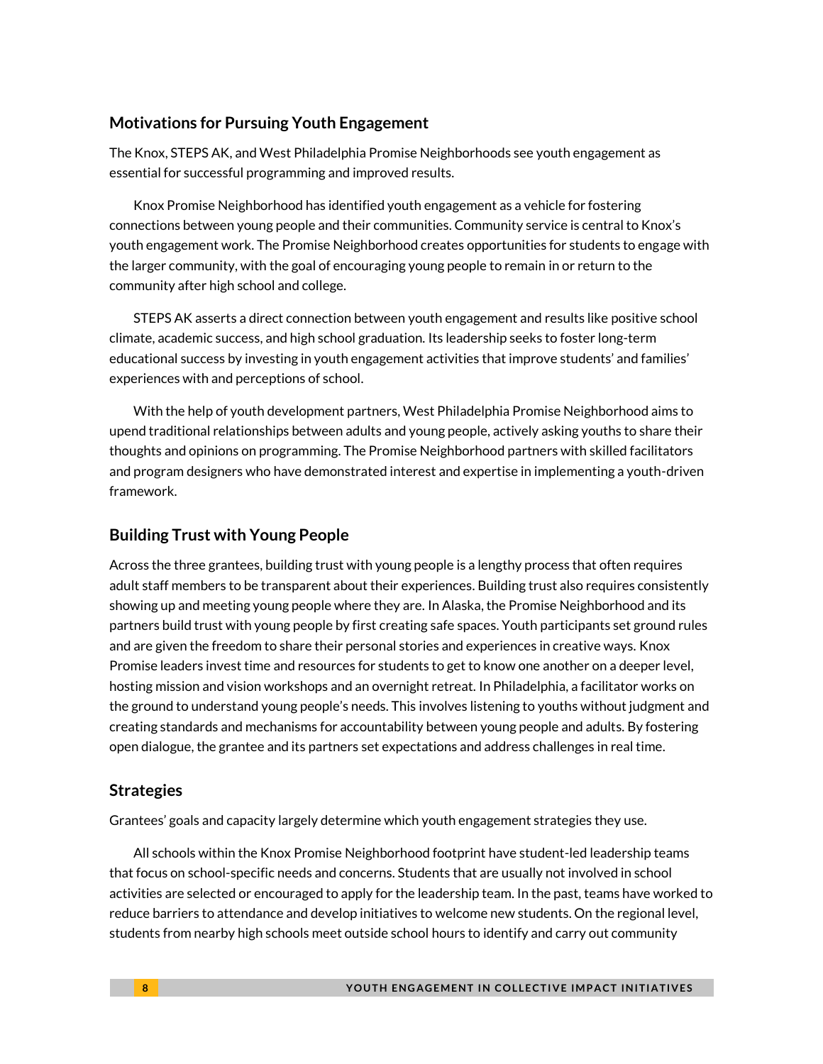## Motivations for Pursuing Youth Engagement

The Knox, STEPS AK, and West Philadelphia Promise Neighborhoods see youth engagement as essential for successful programming and improved results.

Knox Promise Neighborhood has identified youth engagement as a vehicle for fostering connections between young people and their communities. Community service is central to Knox's youth engagement work. The Promise Neighborhood creates opportunities for students to engage with the larger community, with the goal of encouraging young people to remain in or return to the community after high school and college.

STEPS AK asserts a direct connection between youth engagement and results like positive school climate, academic success, and high school graduation. Its leadership seeks to foster long-term educational success by investing in youth engagement activities that improve students' and families' experiences with and perceptions of school.

With the help of youth development partners, West Philadelphia Promise Neighborhood aims to upend traditional relationships between adults and young people, actively asking youths to share their thoughts and opinions on programming. The Promise Neighborhood partners with skilled facilitators and program designers who have demonstrated interest and expertise in implementing a youth-driven framework.

## Building Trust with Young People

Across the three grantees, building trust with young people is a lengthy process that often requires adult staff members to be transparent about their experiences. Building trust also requires consistently showing up and meeting young people where they are. In Alaska, the Promise Neighborhood and its partners build trust with young people by first creating safe spaces. Youth participants set ground rules and are given the freedom to share their personal stories and experiences in creative ways. Knox Promise leaders invest time and resources for students to get to know one another on a deeper level, hosting mission and vision workshops and an overnight retreat. In Philadelphia, a facilitator works on the ground to understand young people's needs. This involves listening to youths without judgment and creating standards and mechanisms for accountability between young people and adults. By fostering open dialogue, the grantee and its partners set expectations and address challenges in real time.

## Strategies

Grantees' goals and capacity largely determine which youth engagement strategies they use.

All schools within the Knox Promise Neighborhood footprint have student-led leadership teams that focus on school-specific needs and concerns. Students that are usually not involved in school activities are selected or encouraged to apply for the leadership team. In the past, teams have worked to reduce barriers to attendance and develop initiatives to welcome new students. On the regional level, students from nearby high schools meet outside school hours to identify and carry out community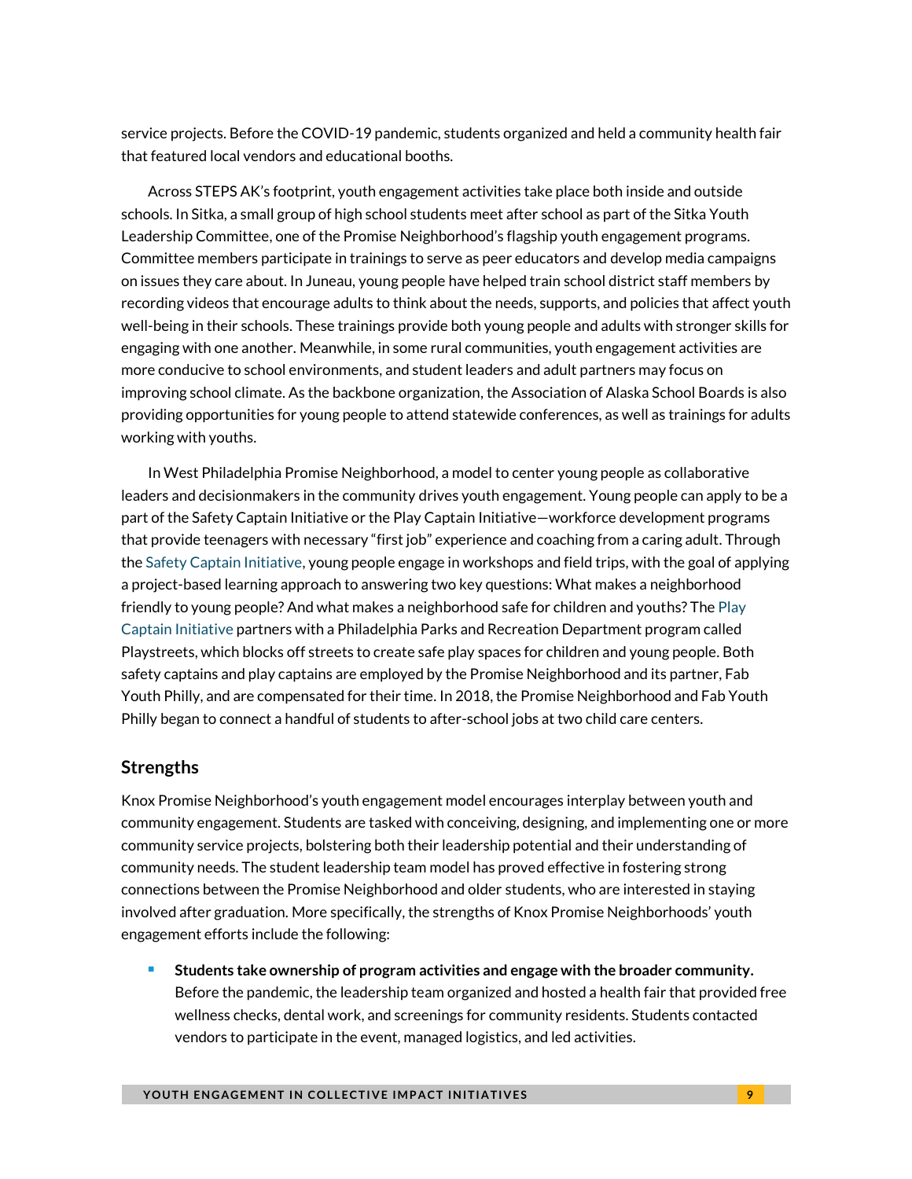service projects. Before the COVID-19 pandemic, students organized and held a community health fair that featured local vendors and educational booths.

Across STEPS AK's footprint, youth engagement activities take place both inside and outside schools. In Sitka, a small group of high school students meet after school as part of the Sitka Youth Leadership Committee, one of the Promise Neighborhood's flagship youth engagement programs. Committee members participate in trainings to serve as peer educators and develop media campaigns on issues they care about. In Juneau, young people have helped train school district staff members by recording videos that encourage adults to think about the needs, supports, and policies that affect youth well-being in their schools. These trainings provide both young people and adults with stronger skills for engaging with one another. Meanwhile, in some rural communities, youth engagement activities are more conducive to school environments, and student leaders and adult partners may focus on improving school climate. As the backbone organization, the Association of Alaska School Boards is also providing opportunities for young people to attend statewide conferences, as well as trainings for adults working with youths.

In West Philadelphia Promise Neighborhood, a model to center young people as collaborative leaders and decisionmakers in the community drives youth engagement. Young people can apply to be a part of the Safety Captain Initiative or the Play Captain Initiative—workforce development programs that provide teenagers with necessary "first job" experience and coaching from a caring adult. Through the Safety Captain Initiative, young people engage in workshops and field trips, with the goal of applying a project-based learning approach to answering two key questions: What makes a neighborhood friendly to young people? And what makes a neighborhood safe for children and youths? The Play Captain Initiative partners with a Philadelphia Parks and Recreation Department program called Playstreets, which blocks off streets to create safe play spaces for children and young people. Both safety captains and play captains are employed by the Promise Neighborhood and its partner, Fab Youth Philly, and are compensated for their time. In 2018, the Promise Neighborhood and Fab Youth Philly began to connect a handful of students to after-school jobs at two child care centers.

## Strengths

Knox Promise Neighborhood's youth engagement model encourages interplay between youth and community engagement. Students are tasked with conceiving, designing, and implementing one or more community service projects, bolstering both their leadership potential and their understanding of community needs. The student leadership team model has proved effective in fostering strong connections between the Promise Neighborhood and older students, who are interested in staying involved after graduation. More specifically, the strengths of Knox Promise Neighborhoods' youth engagement efforts include the following:

- **Students take ownership of program activities and engage with the broader community.** Before the pandemic, the leadership team organized and hosted a health fair that provided free wellness checks, dental work, and screenings for community residents. Students contacted vendors to participate in the event, managed logistics, and led activities.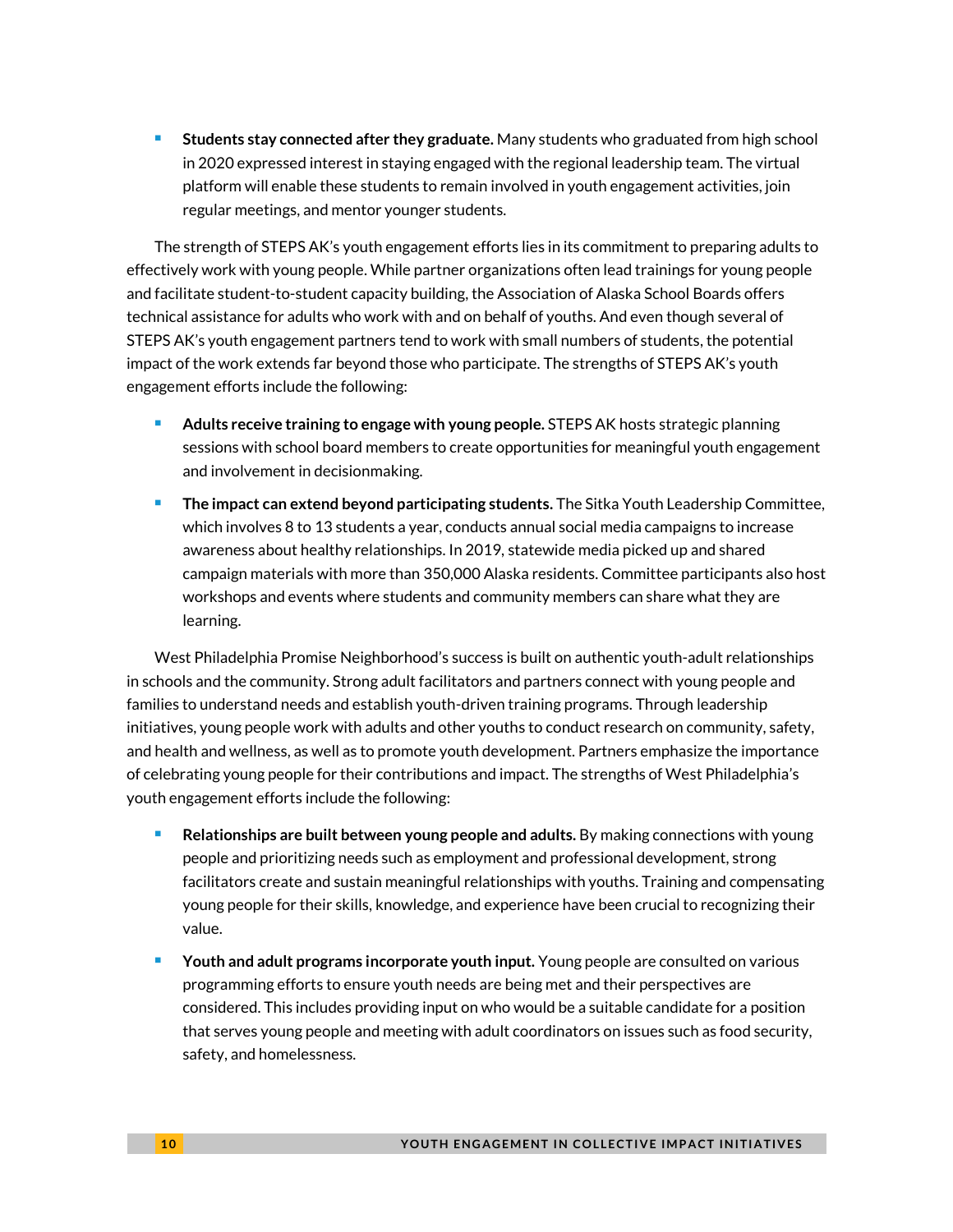- **Students stay connected after they graduate.** Many students who graduated from high school in 2020 expressed interest in staying engaged with the regional leadership team. The virtual platform will enable these students to remain involved in youth engagement activities, join regular meetings, and mentor younger students.

The strength of STEPS AK's youth engagement efforts lies in its commitment to preparing adults to effectively work with young people. While partner organizations often lead trainings for young people and facilitate student-to-student capacity building, the Association of Alaska School Boards offers technical assistance for adults who work with and on behalf of youths. And even though several of STEPS AK's youth engagement partners tend to work with small numbers of students, the potential impact of the work extends far beyond those who participate. The strengths of STEPS AK's youth engagement efforts include the following:

- **Adults receive training to engage with young people.** STEPS AK hosts strategic planning sessions with school board members to create opportunities for meaningful youth engagement and involvement in decisionmaking.
- **The impact can extend beyond participating students.** The Sitka Youth Leadership Committee, which involves 8 to 13 students a year, conducts annual social media campaigns to increase awareness about healthy relationships. In 2019, statewide media picked up and shared campaign materials with more than 350,000 Alaska residents. Committee participants also host workshops and events where students and community members can share what they are learning.

West Philadelphia Promise Neighborhood's success is built on authentic youth-adult relationships in schools and the community. Strong adult facilitators and partners connect with young people and families to understand needs and establish youth-driven training programs. Through leadership initiatives, young people work with adults and other youths to conduct research on community, safety, and health and wellness, as well as to promote youth development. Partners emphasize the importance of celebrating young people for their contributions and impact. The strengths of West Philadelphia's youth engagement efforts include the following:

- **Relationships are built between young people and adults.** By making connections with young people and prioritizing needs such as employment and professional development, strong facilitators create and sustain meaningful relationships with youths. Training and compensating young people for their skills, knowledge, and experience have been crucial to recognizing their value.
- **Youth and adult programs incorporate youth input.** Young people are consulted on various programming efforts to ensure youth needs are being met and their perspectives are considered. This includes providing input on who would be a suitable candidate for a position that serves young people and meeting with adult coordinators on issues such as food security, safety, and homelessness.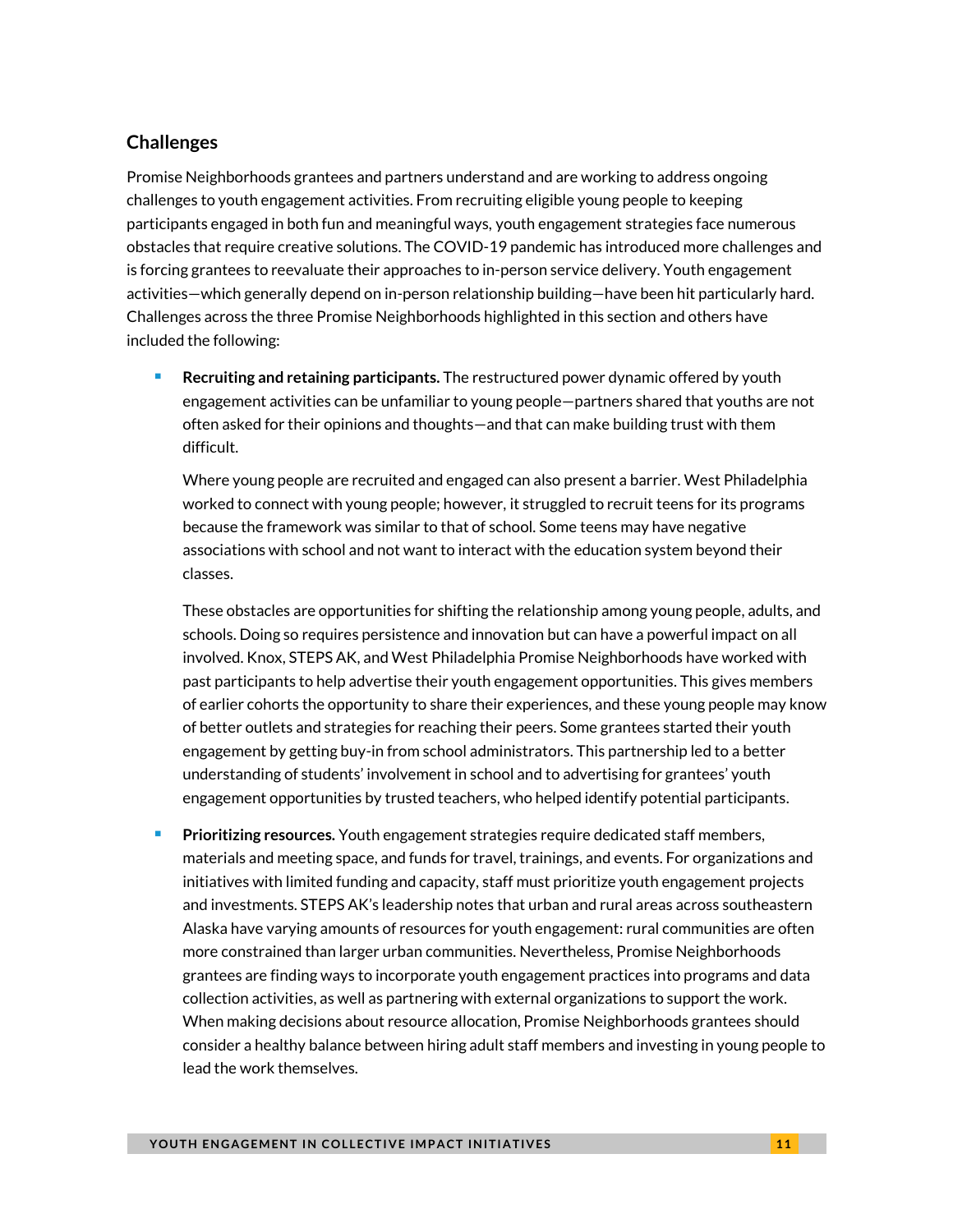## Challenges

Promise Neighborhoods grantees and partners understand and are working to address ongoing challenges to youth engagement activities. From recruiting eligible young people to keeping participants engaged in both fun and meaningful ways, youth engagement strategies face numerous obstacles that require creative solutions. The COVID-19 pandemic has introduced more challenges and is forcing grantees to reevaluate their approaches to in-person service delivery. Youth engagement activities—which generally depend on in-person relationship building—have been hit particularly hard. Challenges across the three Promise Neighborhoods highlighted in this section and others have included the following:

- **Recruiting and retaining participants.** The restructured power dynamic offered by youth engagement activities can be unfamiliar to young people—partners shared that youths are not often asked for their opinions and thoughts—and that can make building trust with them difficult.

  Where young people are recruited and engaged can also present a barrier. West Philadelphia worked to connect with young people; however, it struggled to recruit teens for its programs because the framework was similar to that of school. Some teens may have negative associations with school and not want to interact with the education system beyond their classes.

  These obstacles are opportunities for shifting the relationship among young people, adults, and schools. Doing so requires persistence and innovation but can have a powerful impact on all involved. Knox, STEPS AK, and West Philadelphia Promise Neighborhoods have worked with past participants to help advertise their youth engagement opportunities. This gives members of earlier cohorts the opportunity to share their experiences, and these young people may know of better outlets and strategies for reaching their peers. Some grantees started their youth engagement by getting buy-in from school administrators. This partnership led to a better understanding of students' involvement in school and to advertising for grantees' youth engagement opportunities by trusted teachers, who helped identify potential participants.

- **Prioritizing resources.** Youth engagement strategies require dedicated staff members, materials and meeting space, and funds for travel, trainings, and events. For organizations and initiatives with limited funding and capacity, staff must prioritize youth engagement projects and investments. STEPS AK's leadership notes that urban and rural areas across southeastern Alaska have varying amounts of resources for youth engagement: rural communities are often more constrained than larger urban communities. Nevertheless, Promise Neighborhoods grantees are finding ways to incorporate youth engagement practices into programs and data collection activities, as well as partnering with external organizations to support the work. When making decisions about resource allocation, Promise Neighborhoods grantees should consider a healthy balance between hiring adult staff members and investing in young people to lead the work themselves.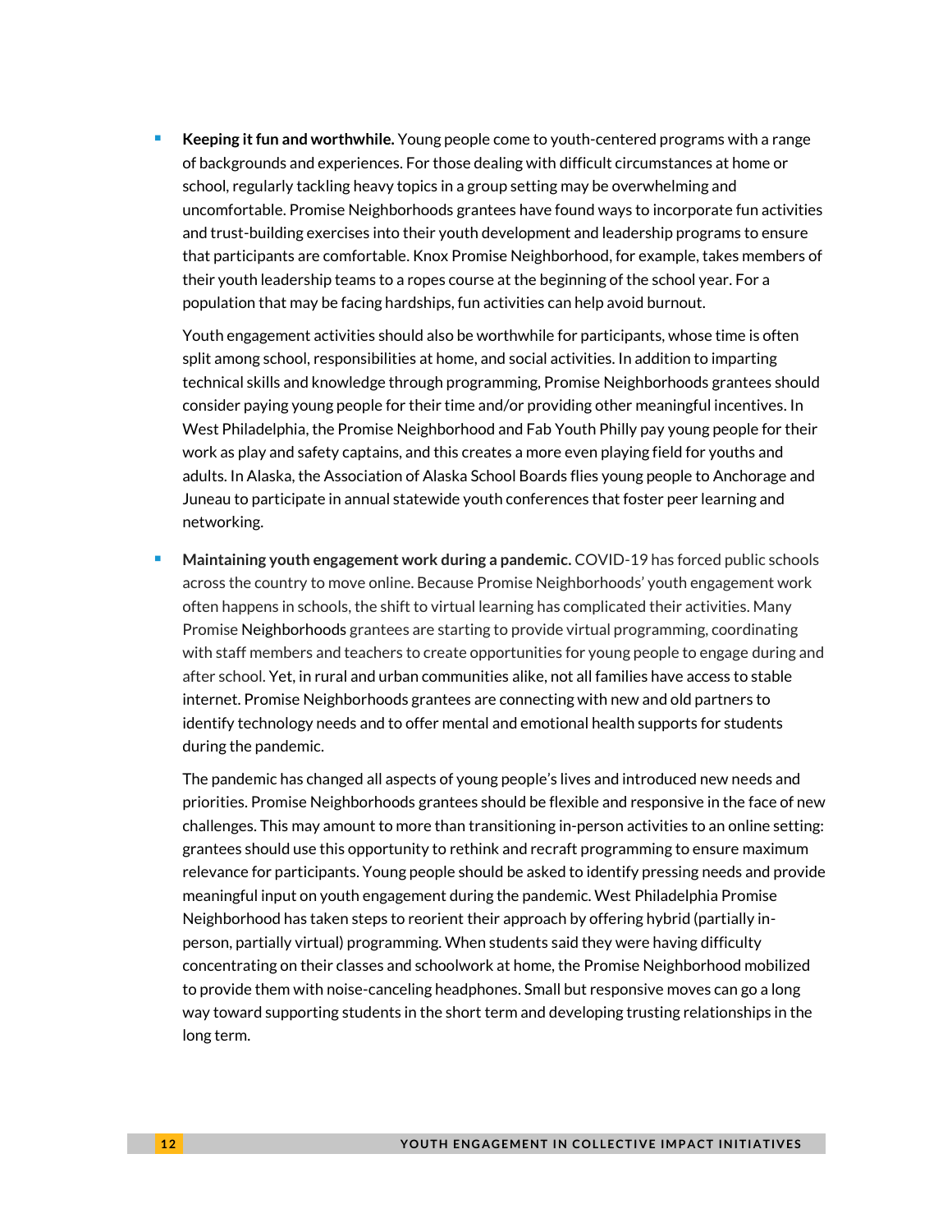- **Keeping it fun and worthwhile.** Young people come to youth-centered programs with a range of backgrounds and experiences. For those dealing with difficult circumstances at home or school, regularly tackling heavy topics in a group setting may be overwhelming and uncomfortable. Promise Neighborhoods grantees have found ways to incorporate fun activities and trust-building exercises into their youth development and leadership programs to ensure that participants are comfortable. Knox Promise Neighborhood, for example, takes members of their youth leadership teams to a ropes course at the beginning of the school year. For a population that may be facing hardships, fun activities can help avoid burnout.

  Youth engagement activities should also be worthwhile for participants, whose time is often split among school, responsibilities at home, and social activities. In addition to imparting technical skills and knowledge through programming, Promise Neighborhoods grantees should consider paying young people for their time and/or providing other meaningful incentives. In West Philadelphia, the Promise Neighborhood and Fab Youth Philly pay young people for their work as play and safety captains, and this creates a more even playing field for youths and adults. In Alaska, the Association of Alaska School Boards flies young people to Anchorage and Juneau to participate in annual statewide youth conferences that foster peer learning and networking.

- **Maintaining youth engagement work during a pandemic.** COVID-19 has forced public schools across the country to move online. Because Promise Neighborhoods' youth engagement work often happens in schools, the shift to virtual learning has complicated their activities. Many Promise Neighborhoods grantees are starting to provide virtual programming, coordinating with staff members and teachers to create opportunities for young people to engage during and after school. Yet, in rural and urban communities alike, not all families have access to stable internet. Promise Neighborhoods grantees are connecting with new and old partners to identify technology needs and to offer mental and emotional health supports for students during the pandemic.

  The pandemic has changed all aspects of young people's lives and introduced new needs and priorities. Promise Neighborhoods grantees should be flexible and responsive in the face of new challenges. This may amount to more than transitioning in-person activities to an online setting: grantees should use this opportunity to rethink and recraft programming to ensure maximum relevance for participants. Young people should be asked to identify pressing needs and provide meaningful input on youth engagement during the pandemic. West Philadelphia Promise Neighborhood has taken steps to reorient their approach by offering hybrid (partially in-person, partially virtual) programming. When students said they were having difficulty concentrating on their classes and schoolwork at home, the Promise Neighborhood mobilized to provide them with noise-canceling headphones. Small but responsive moves can go a long way toward supporting students in the short term and developing trusting relationships in the long term.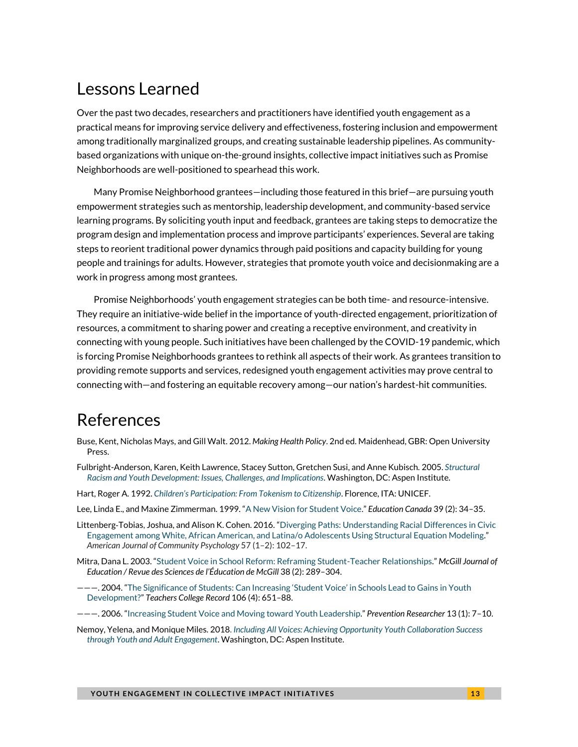## Lessons Learned

Over the past two decades, researchers and practitioners have identified youth engagement as a practical means for improving service delivery and effectiveness, fostering inclusion and empowerment among traditionally marginalized groups, and creating sustainable leadership pipelines. As community-based organizations with unique on-the-ground insights, collective impact initiatives such as Promise Neighborhoods are well-positioned to spearhead this work.

Many Promise Neighborhood grantees—including those featured in this brief—are pursuing youth empowerment strategies such as mentorship, leadership development, and community-based service learning programs. By soliciting youth input and feedback, grantees are taking steps to democratize the program design and implementation process and improve participants' experiences. Several are taking steps to reorient traditional power dynamics through paid positions and capacity building for young people and trainings for adults. However, strategies that promote youth voice and decisionmaking are a work in progress among most grantees.

Promise Neighborhoods' youth engagement strategies can be both time- and resource-intensive. They require an initiative-wide belief in the importance of youth-directed engagement, prioritization of resources, a commitment to sharing power and creating a receptive environment, and creativity in connecting with young people. Such initiatives have been challenged by the COVID-19 pandemic, which is forcing Promise Neighborhoods grantees to rethink all aspects of their work. As grantees transition to providing remote supports and services, redesigned youth engagement activities may prove central to connecting with—and fostering an equitable recovery among—our nation's hardest-hit communities.

## References

Buse, Kent, Nicholas Mays, and Gill Walt. 2012. *Making Health Policy*. 2nd ed. Maidenhead, GBR: Open University Press.

Fulbright-Anderson, Karen, Keith Lawrence, Stacey Sutton, Gretchen Susi, and Anne Kubisch. 2005. *Structural Racism and Youth Development: Issues, Challenges, and Implications*. Washington, DC: Aspen Institute.

Hart, Roger A. 1992. *Children's Participation: From Tokenism to Citizenship*. Florence, ITA: UNICEF.

Lee, Linda E., and Maxine Zimmerman. 1999. "A New Vision for Student Voice." *Education Canada* 39 (2): 34–35.

Littenberg-Tobias, Joshua, and Alison K. Cohen. 2016. "Diverging Paths: Understanding Racial Differences in Civic Engagement among White, African American, and Latina/o Adolescents Using Structural Equation Modeling." *American Journal of Community Psychology* 57 (1–2): 102–17.

Mitra, Dana L. 2003. "Student Voice in School Reform: Reframing Student-Teacher Relationships." *McGill Journal of Education / Revue des Sciences de l'Éducation de McGill* 38 (2): 289–304.

———. 2004. "The Significance of Students: Can Increasing 'Student Voice' in Schools Lead to Gains in Youth Development?" *Teachers College Record* 106 (4): 651–88.

———. 2006. "Increasing Student Voice and Moving toward Youth Leadership." *Prevention Researcher* 13 (1): 7–10.

Nemoy, Yelena, and Monique Miles. 2018. *Including All Voices: Achieving Opportunity Youth Collaboration Success through Youth and Adult Engagement*. Washington, DC: Aspen Institute.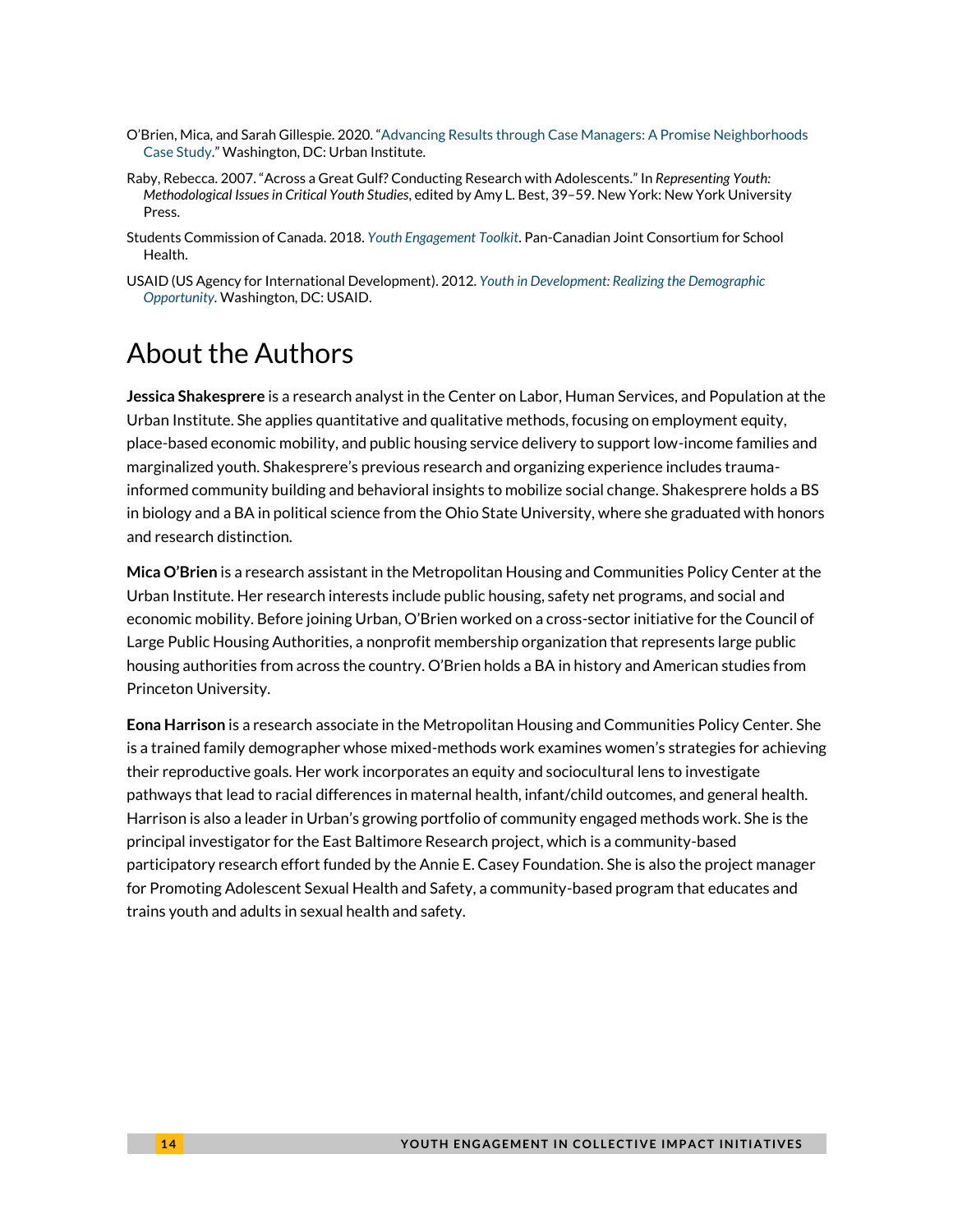O'Brien, Mica, and Sarah Gillespie. 2020. "Advancing Results through Case Managers: A Promise Neighborhoods Case Study." Washington, DC: Urban Institute.

Raby, Rebecca. 2007. "Across a Great Gulf? Conducting Research with Adolescents." In *Representing Youth: Methodological Issues in Critical Youth Studies*, edited by Amy L. Best, 39–59. New York: New York University Press.

Students Commission of Canada. 2018. *Youth Engagement Toolkit*. Pan-Canadian Joint Consortium for School Health.

USAID (US Agency for International Development). 2012. *Youth in Development: Realizing the Demographic Opportunity*. Washington, DC: USAID.

# About the Authors

**Jessica Shakesprere** is a research analyst in the Center on Labor, Human Services, and Population at the Urban Institute. She applies quantitative and qualitative methods, focusing on employment equity, place-based economic mobility, and public housing service delivery to support low-income families and marginalized youth. Shakesprere's previous research and organizing experience includes trauma-informed community building and behavioral insights to mobilize social change. Shakesprere holds a BS in biology and a BA in political science from the Ohio State University, where she graduated with honors and research distinction.

**Mica O'Brien** is a research assistant in the Metropolitan Housing and Communities Policy Center at the Urban Institute. Her research interests include public housing, safety net programs, and social and economic mobility. Before joining Urban, O'Brien worked on a cross-sector initiative for the Council of Large Public Housing Authorities, a nonprofit membership organization that represents large public housing authorities from across the country. O'Brien holds a BA in history and American studies from Princeton University.

**Eona Harrison** is a research associate in the Metropolitan Housing and Communities Policy Center. She is a trained family demographer whose mixed-methods work examines women's strategies for achieving their reproductive goals. Her work incorporates an equity and sociocultural lens to investigate pathways that lead to racial differences in maternal health, infant/child outcomes, and general health. Harrison is also a leader in Urban's growing portfolio of community engaged methods work. She is the principal investigator for the East Baltimore Research project, which is a community-based participatory research effort funded by the Annie E. Casey Foundation. She is also the project manager for Promoting Adolescent Sexual Health and Safety, a community-based program that educates and trains youth and adults in sexual health and safety.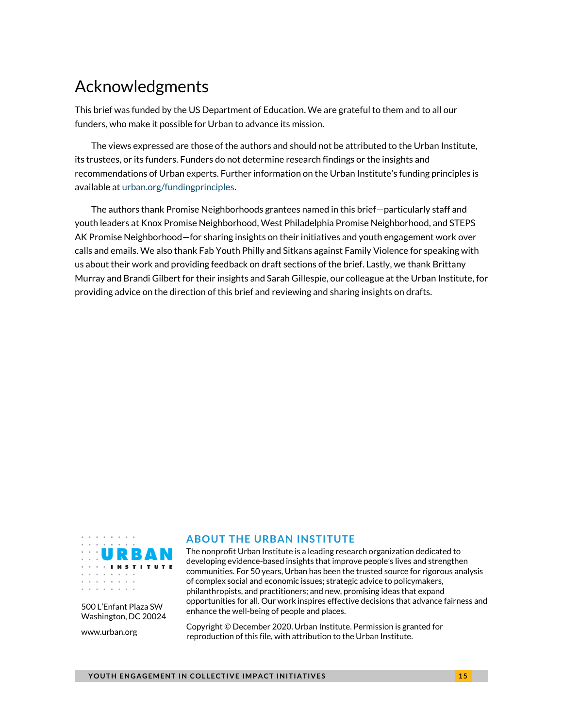# Acknowledgments

This brief was funded by the US Department of Education. We are grateful to them and to all our funders, who make it possible for Urban to advance its mission.

The views expressed are those of the authors and should not be attributed to the Urban Institute, its trustees, or its funders. Funders do not determine research findings or the insights and recommendations of Urban experts. Further information on the Urban Institute's funding principles is available at urban.org/fundingprinciples.

The authors thank Promise Neighborhoods grantees named in this brief—particularly staff and youth leaders at Knox Promise Neighborhood, West Philadelphia Promise Neighborhood, and STEPS AK Promise Neighborhood—for sharing insights on their initiatives and youth engagement work over calls and emails. We also thank Fab Youth Philly and Sitkans against Family Violence for speaking with us about their work and providing feedback on draft sections of the brief. Lastly, we thank Brittany Murray and Brandi Gilbert for their insights and Sarah Gillespie, our colleague at the Urban Institute, for providing advice on the direction of this brief and reviewing and sharing insights on drafts.

URBAN INSTITUTE

500 L'Enfant Plaza SW
Washington, DC 20024

www.urban.org

## ABOUT THE URBAN INSTITUTE

The nonprofit Urban Institute is a leading research organization dedicated to developing evidence-based insights that improve people's lives and strengthen communities. For 50 years, Urban has been the trusted source for rigorous analysis of complex social and economic issues; strategic advice to policymakers, philanthropists, and practitioners; and new, promising ideas that expand opportunities for all. Our work inspires effective decisions that advance fairness and enhance the well-being of people and places.

Copyright © December 2020. Urban Institute. Permission is granted for reproduction of this file, with attribution to the Urban Institute.